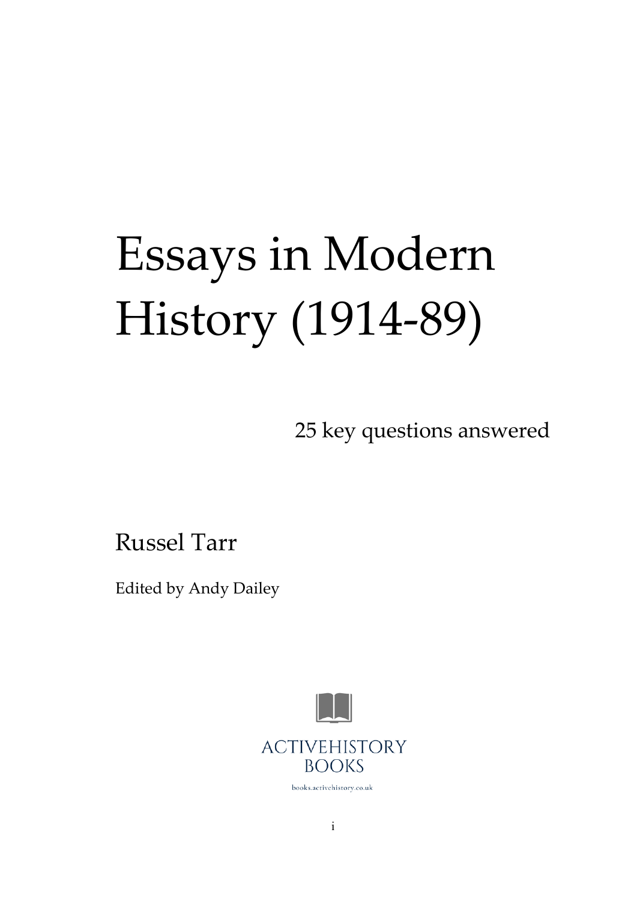# Essays in Modern History (1914-89)

25 key questions answered

Russel Tarr

Edited by Andy Dailey

ACTIVEHISTORY BOOKS

books.activehistory.co.uk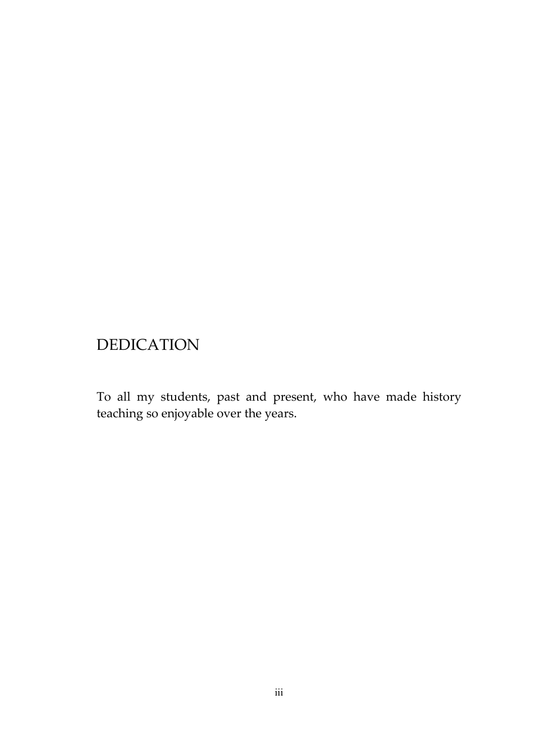# DEDICATION

To all my students, past and present, who have made history teaching so enjoyable over the years.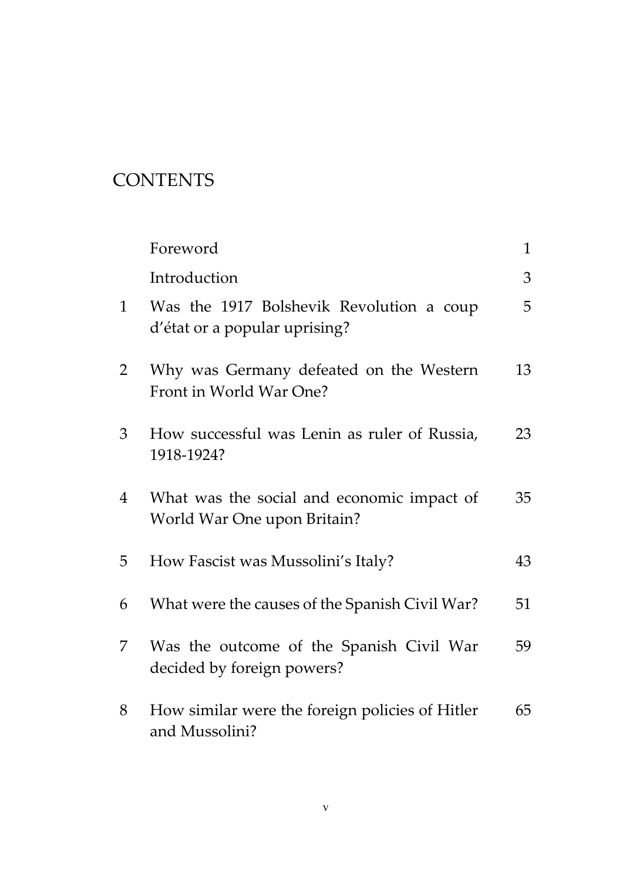# CONTENTS

| | | |
|---|---|---|
| | Foreword | 1 |
| | Introduction | 3 |
| 1 | Was the 1917 Bolshevik Revolution a coup d'état or a popular uprising? | 5 |
| 2 | Why was Germany defeated on the Western Front in World War One? | 13 |
| 3 | How successful was Lenin as ruler of Russia, 1918-1924? | 23 |
| 4 | What was the social and economic impact of World War One upon Britain? | 35 |
| 5 | How Fascist was Mussolini's Italy? | 43 |
| 6 | What were the causes of the Spanish Civil War? | 51 |
| 7 | Was the outcome of the Spanish Civil War decided by foreign powers? | 59 |
| 8 | How similar were the foreign policies of Hitler and Mussolini? | 65 |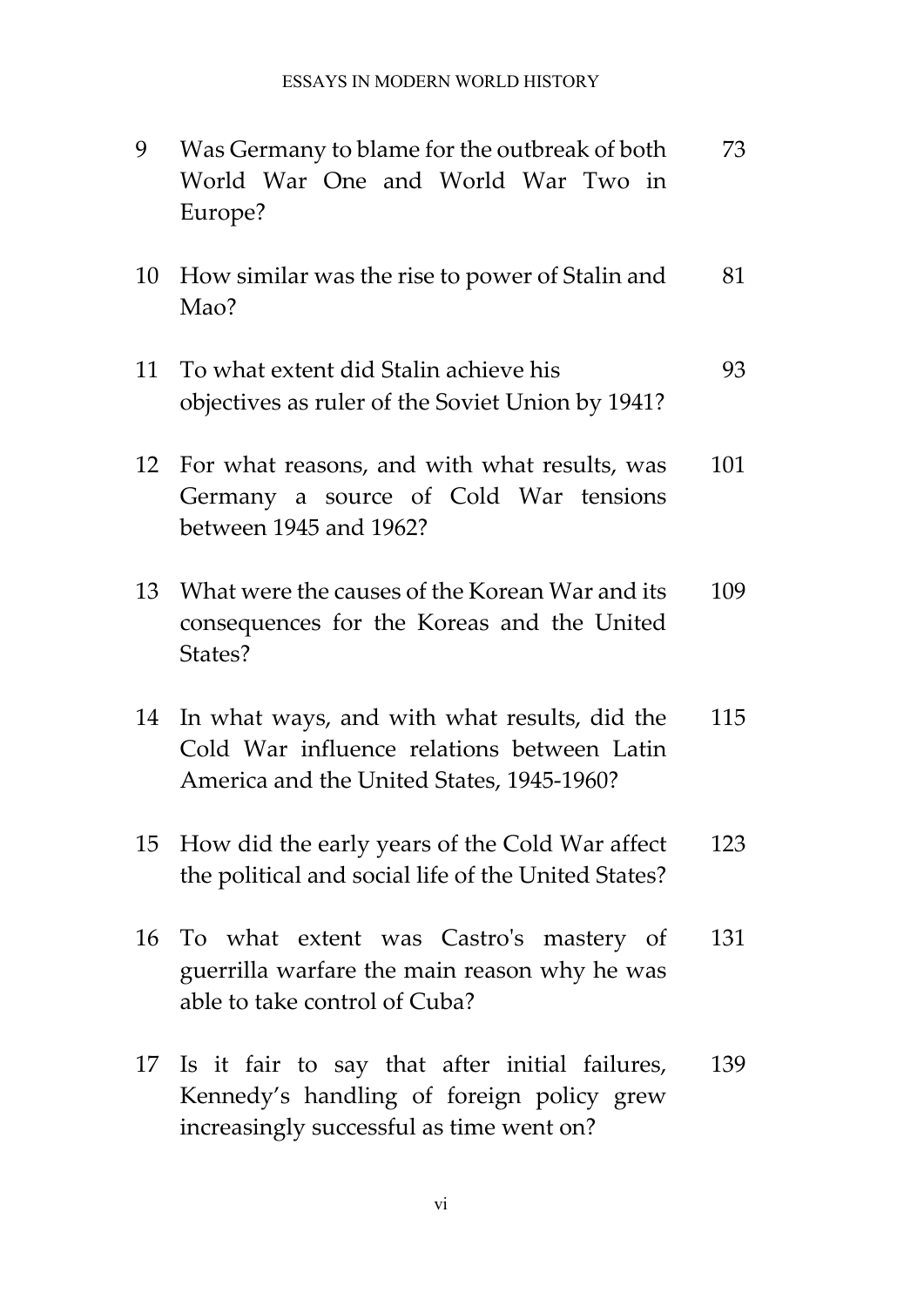| | | |
|---|---|---|
| 9 | Was Germany to blame for the outbreak of both World War One and World War Two in Europe? | 73 |
| 10 | How similar was the rise to power of Stalin and Mao? | 81 |
| 11 | To what extent did Stalin achieve his objectives as ruler of the Soviet Union by 1941? | 93 |
| 12 | For what reasons, and with what results, was Germany a source of Cold War tensions between 1945 and 1962? | 101 |
| 13 | What were the causes of the Korean War and its consequences for the Koreas and the United States? | 109 |
| 14 | In what ways, and with what results, did the Cold War influence relations between Latin America and the United States, 1945-1960? | 115 |
| 15 | How did the early years of the Cold War affect the political and social life of the United States? | 123 |
| 16 | To what extent was Castro's mastery of guerrilla warfare the main reason why he was able to take control of Cuba? | 131 |
| 17 | Is it fair to say that after initial failures, Kennedy's handling of foreign policy grew increasingly successful as time went on? | 139 |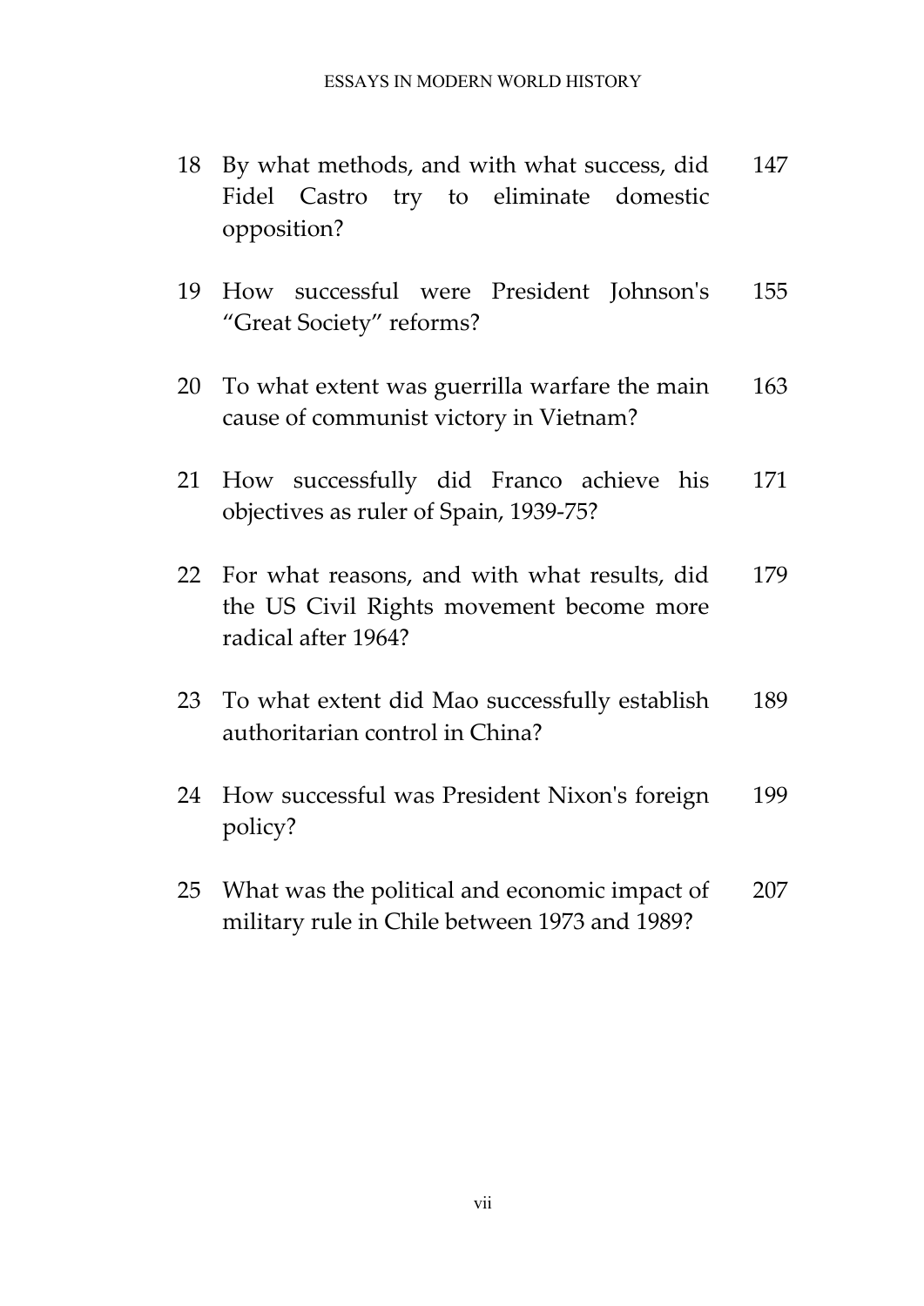| | | |
|---|---|---|
| 18 | By what methods, and with what success, did Fidel Castro try to eliminate domestic opposition? | 147 |
| 19 | How successful were President Johnson's "Great Society" reforms? | 155 |
| 20 | To what extent was guerrilla warfare the main cause of communist victory in Vietnam? | 163 |
| 21 | How successfully did Franco achieve his objectives as ruler of Spain, 1939-75? | 171 |
| 22 | For what reasons, and with what results, did the US Civil Rights movement become more radical after 1964? | 179 |
| 23 | To what extent did Mao successfully establish authoritarian control in China? | 189 |
| 24 | How successful was President Nixon's foreign policy? | 199 |
| 25 | What was the political and economic impact of military rule in Chile between 1973 and 1989? | 207 |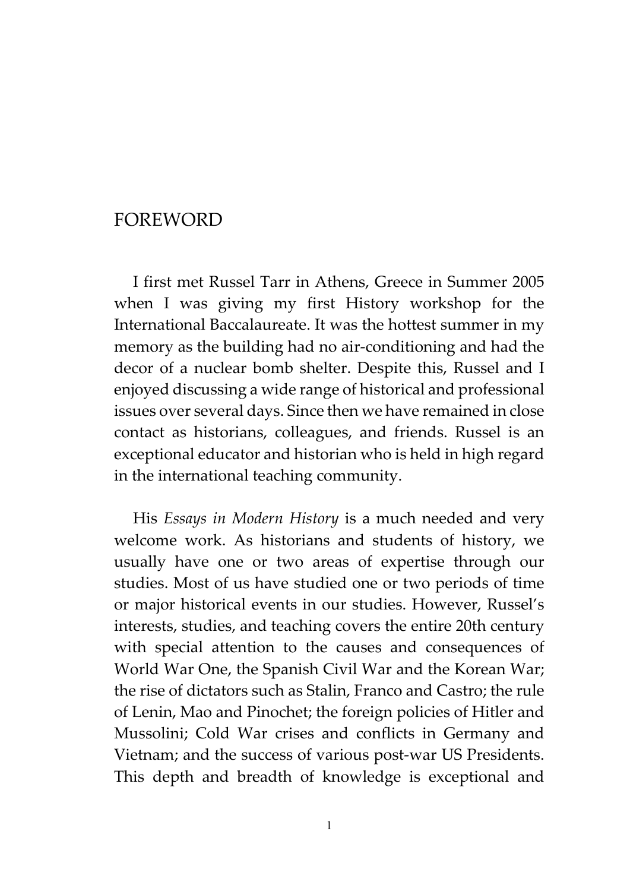# FOREWORD

I first met Russel Tarr in Athens, Greece in Summer 2005 when I was giving my first History workshop for the International Baccalaureate. It was the hottest summer in my memory as the building had no air-conditioning and had the decor of a nuclear bomb shelter. Despite this, Russel and I enjoyed discussing a wide range of historical and professional issues over several days. Since then we have remained in close contact as historians, colleagues, and friends. Russel is an exceptional educator and historian who is held in high regard in the international teaching community.

His *Essays in Modern History* is a much needed and very welcome work. As historians and students of history, we usually have one or two areas of expertise through our studies. Most of us have studied one or two periods of time or major historical events in our studies. However, Russel's interests, studies, and teaching covers the entire 20th century with special attention to the causes and consequences of World War One, the Spanish Civil War and the Korean War; the rise of dictators such as Stalin, Franco and Castro; the rule of Lenin, Mao and Pinochet; the foreign policies of Hitler and Mussolini; Cold War crises and conflicts in Germany and Vietnam; and the success of various post-war US Presidents. This depth and breadth of knowledge is exceptional and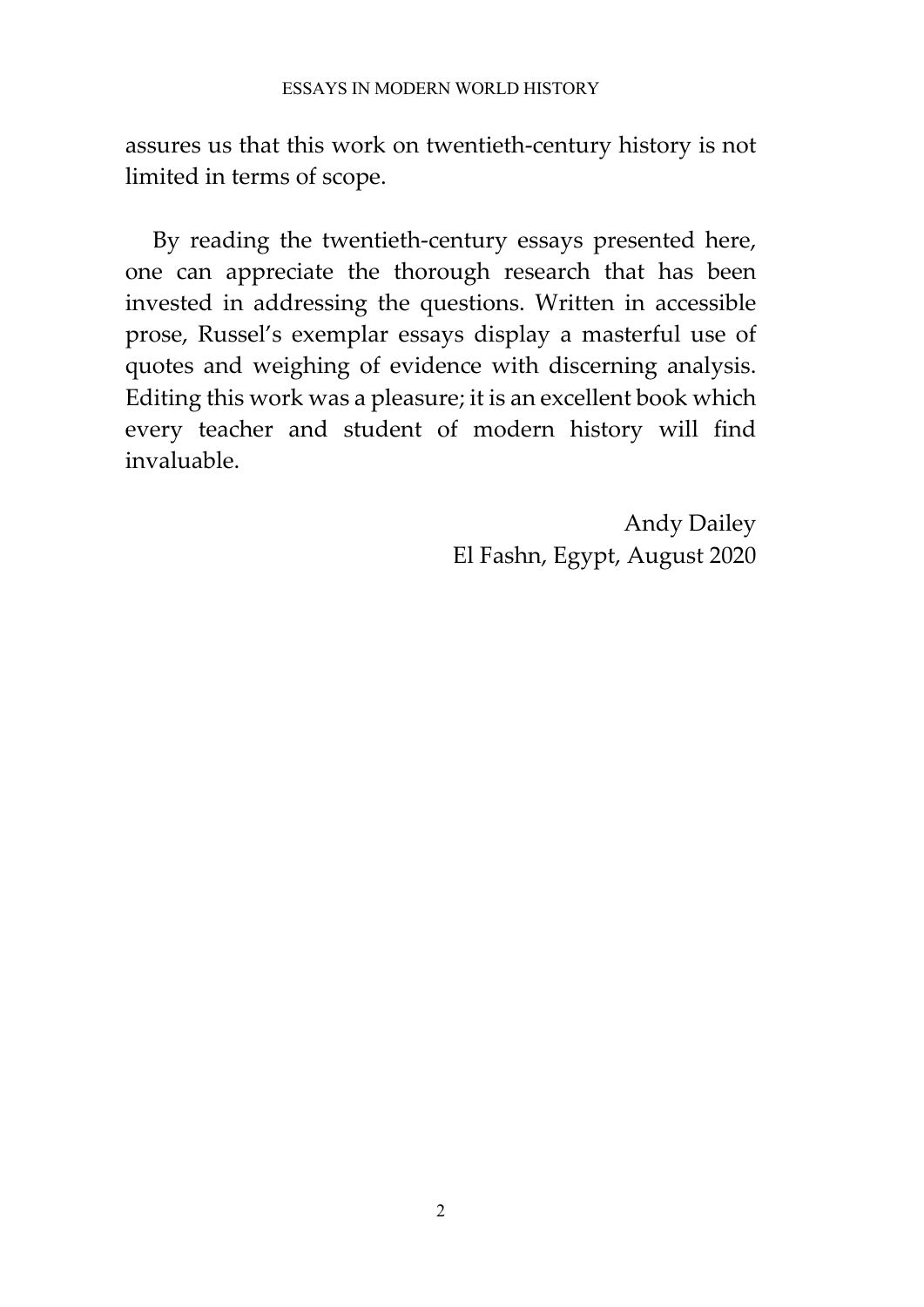assures us that this work on twentieth-century history is not limited in terms of scope.

By reading the twentieth-century essays presented here, one can appreciate the thorough research that has been invested in addressing the questions. Written in accessible prose, Russel's exemplar essays display a masterful use of quotes and weighing of evidence with discerning analysis. Editing this work was a pleasure; it is an excellent book which every teacher and student of modern history will find invaluable.

Andy Dailey
El Fashn, Egypt, August 2020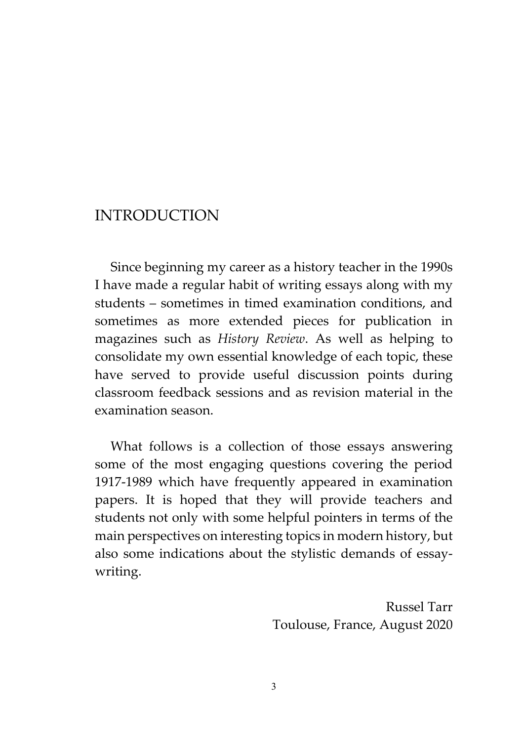# INTRODUCTION

Since beginning my career as a history teacher in the 1990s I have made a regular habit of writing essays along with my students – sometimes in timed examination conditions, and sometimes as more extended pieces for publication in magazines such as *History Review*. As well as helping to consolidate my own essential knowledge of each topic, these have served to provide useful discussion points during classroom feedback sessions and as revision material in the examination season.

What follows is a collection of those essays answering some of the most engaging questions covering the period 1917-1989 which have frequently appeared in examination papers. It is hoped that they will provide teachers and students not only with some helpful pointers in terms of the main perspectives on interesting topics in modern history, but also some indications about the stylistic demands of essay-writing.

Russel Tarr
Toulouse, France, August 2020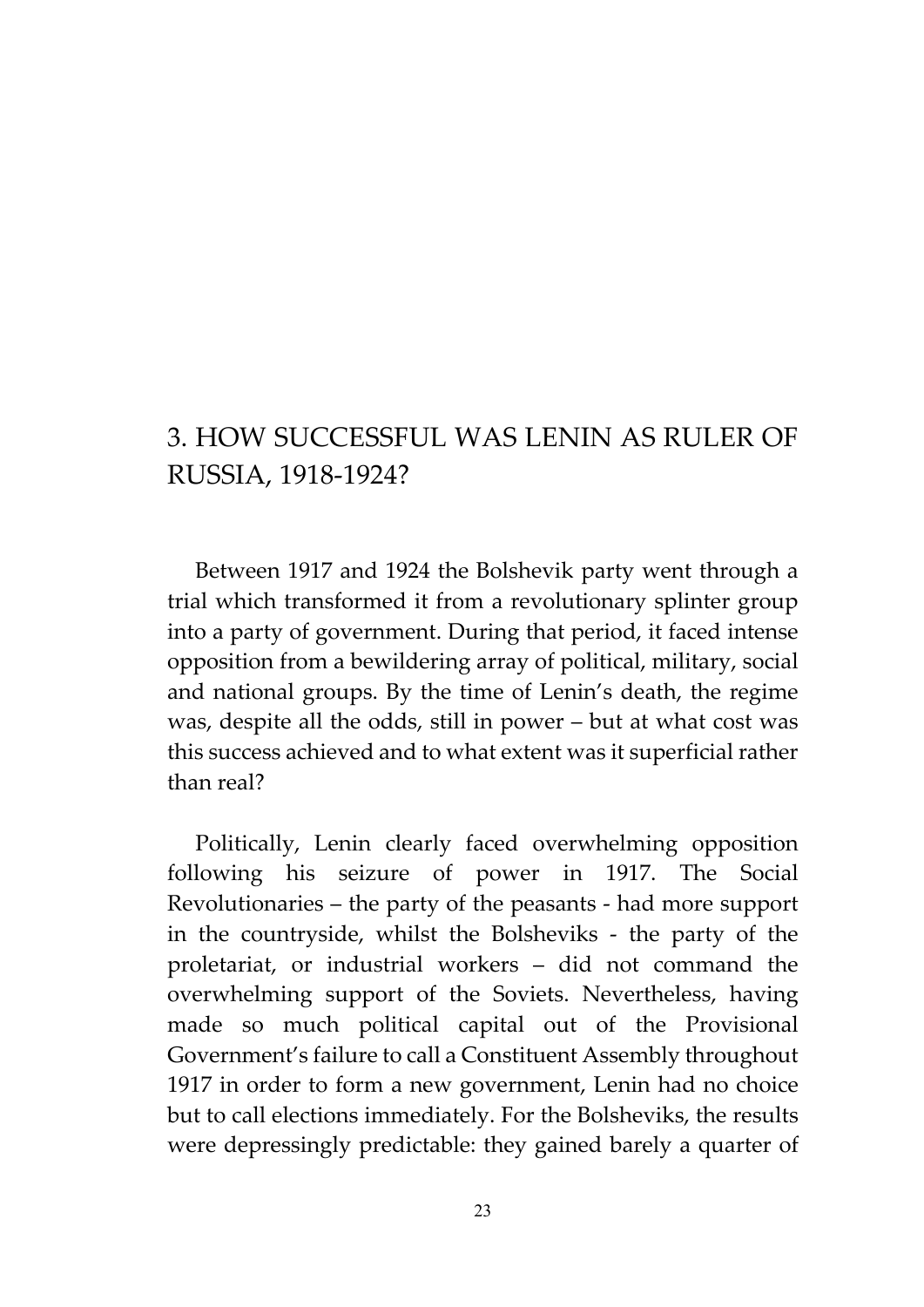## 3. HOW SUCCESSFUL WAS LENIN AS RULER OF RUSSIA, 1918-1924?

Between 1917 and 1924 the Bolshevik party went through a trial which transformed it from a revolutionary splinter group into a party of government. During that period, it faced intense opposition from a bewildering array of political, military, social and national groups. By the time of Lenin's death, the regime was, despite all the odds, still in power – but at what cost was this success achieved and to what extent was it superficial rather than real?

Politically, Lenin clearly faced overwhelming opposition following his seizure of power in 1917. The Social Revolutionaries – the party of the peasants - had more support in the countryside, whilst the Bolsheviks - the party of the proletariat, or industrial workers – did not command the overwhelming support of the Soviets. Nevertheless, having made so much political capital out of the Provisional Government's failure to call a Constituent Assembly throughout 1917 in order to form a new government, Lenin had no choice but to call elections immediately. For the Bolsheviks, the results were depressingly predictable: they gained barely a quarter of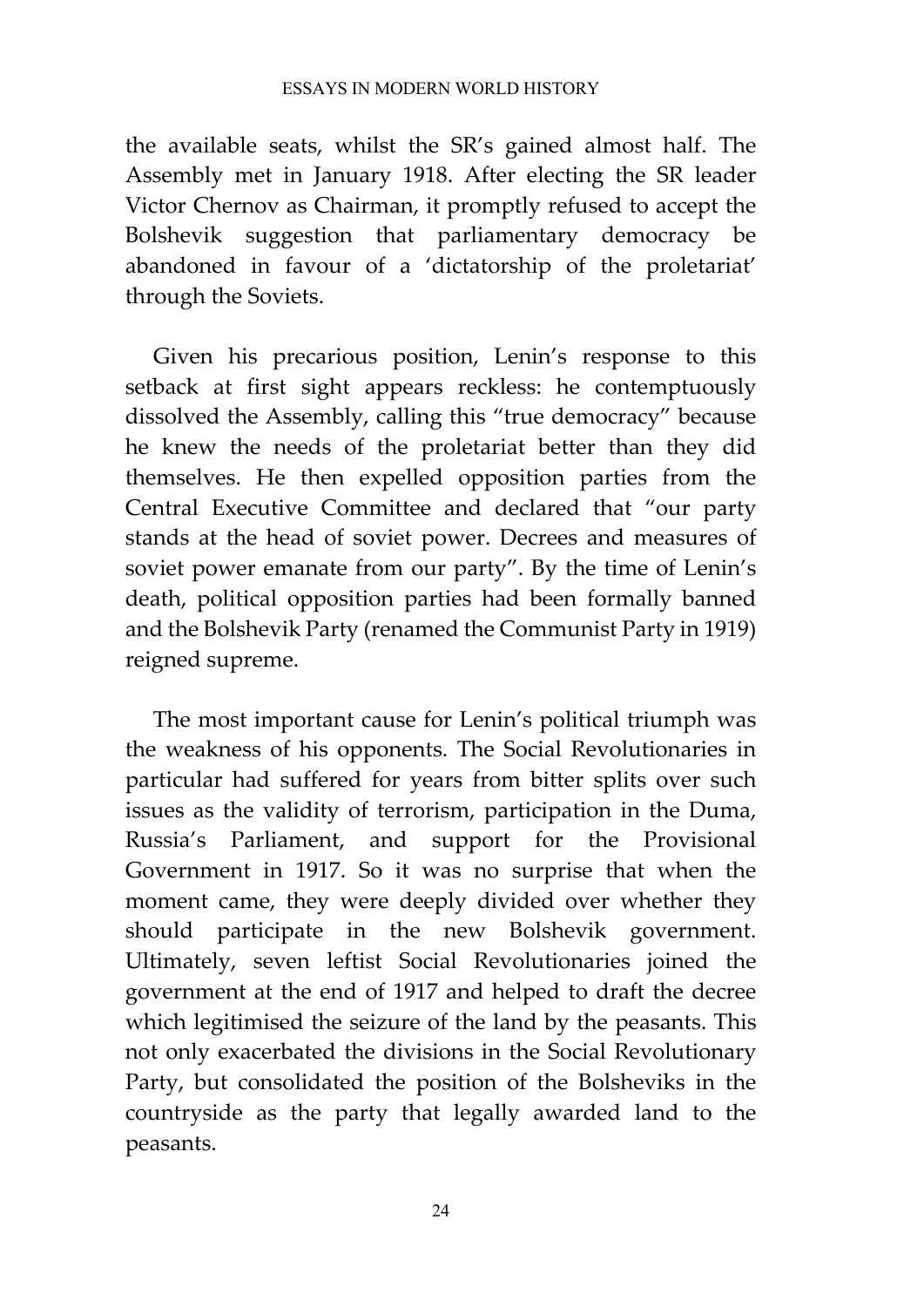the available seats, whilst the SR's gained almost half. The Assembly met in January 1918. After electing the SR leader Victor Chernov as Chairman, it promptly refused to accept the Bolshevik suggestion that parliamentary democracy be abandoned in favour of a 'dictatorship of the proletariat' through the Soviets.

Given his precarious position, Lenin's response to this setback at first sight appears reckless: he contemptuously dissolved the Assembly, calling this "true democracy" because he knew the needs of the proletariat better than they did themselves. He then expelled opposition parties from the Central Executive Committee and declared that "our party stands at the head of soviet power. Decrees and measures of soviet power emanate from our party". By the time of Lenin's death, political opposition parties had been formally banned and the Bolshevik Party (renamed the Communist Party in 1919) reigned supreme.

The most important cause for Lenin's political triumph was the weakness of his opponents. The Social Revolutionaries in particular had suffered for years from bitter splits over such issues as the validity of terrorism, participation in the Duma, Russia's Parliament, and support for the Provisional Government in 1917. So it was no surprise that when the moment came, they were deeply divided over whether they should participate in the new Bolshevik government. Ultimately, seven leftist Social Revolutionaries joined the government at the end of 1917 and helped to draft the decree which legitimised the seizure of the land by the peasants. This not only exacerbated the divisions in the Social Revolutionary Party, but consolidated the position of the Bolsheviks in the countryside as the party that legally awarded land to the peasants.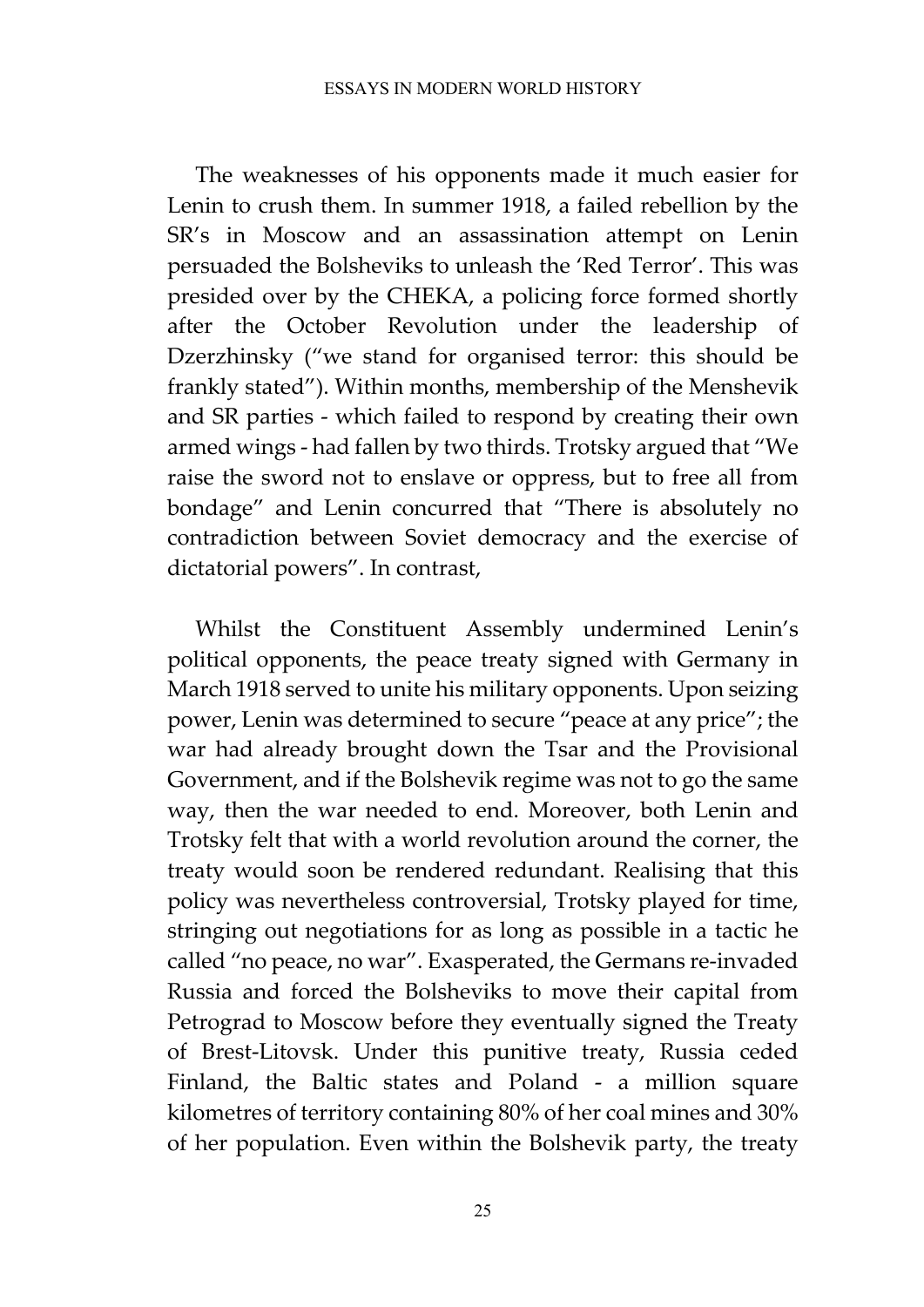The weaknesses of his opponents made it much easier for Lenin to crush them. In summer 1918, a failed rebellion by the SR's in Moscow and an assassination attempt on Lenin persuaded the Bolsheviks to unleash the 'Red Terror'. This was presided over by the CHEKA, a policing force formed shortly after the October Revolution under the leadership of Dzerzhinsky ("we stand for organised terror: this should be frankly stated"). Within months, membership of the Menshevik and SR parties - which failed to respond by creating their own armed wings - had fallen by two thirds. Trotsky argued that "We raise the sword not to enslave or oppress, but to free all from bondage" and Lenin concurred that "There is absolutely no contradiction between Soviet democracy and the exercise of dictatorial powers". In contrast,

Whilst the Constituent Assembly undermined Lenin's political opponents, the peace treaty signed with Germany in March 1918 served to unite his military opponents. Upon seizing power, Lenin was determined to secure "peace at any price"; the war had already brought down the Tsar and the Provisional Government, and if the Bolshevik regime was not to go the same way, then the war needed to end. Moreover, both Lenin and Trotsky felt that with a world revolution around the corner, the treaty would soon be rendered redundant. Realising that this policy was nevertheless controversial, Trotsky played for time, stringing out negotiations for as long as possible in a tactic he called "no peace, no war". Exasperated, the Germans re-invaded Russia and forced the Bolsheviks to move their capital from Petrograd to Moscow before they eventually signed the Treaty of Brest-Litovsk. Under this punitive treaty, Russia ceded Finland, the Baltic states and Poland - a million square kilometres of territory containing 80% of her coal mines and 30% of her population. Even within the Bolshevik party, the treaty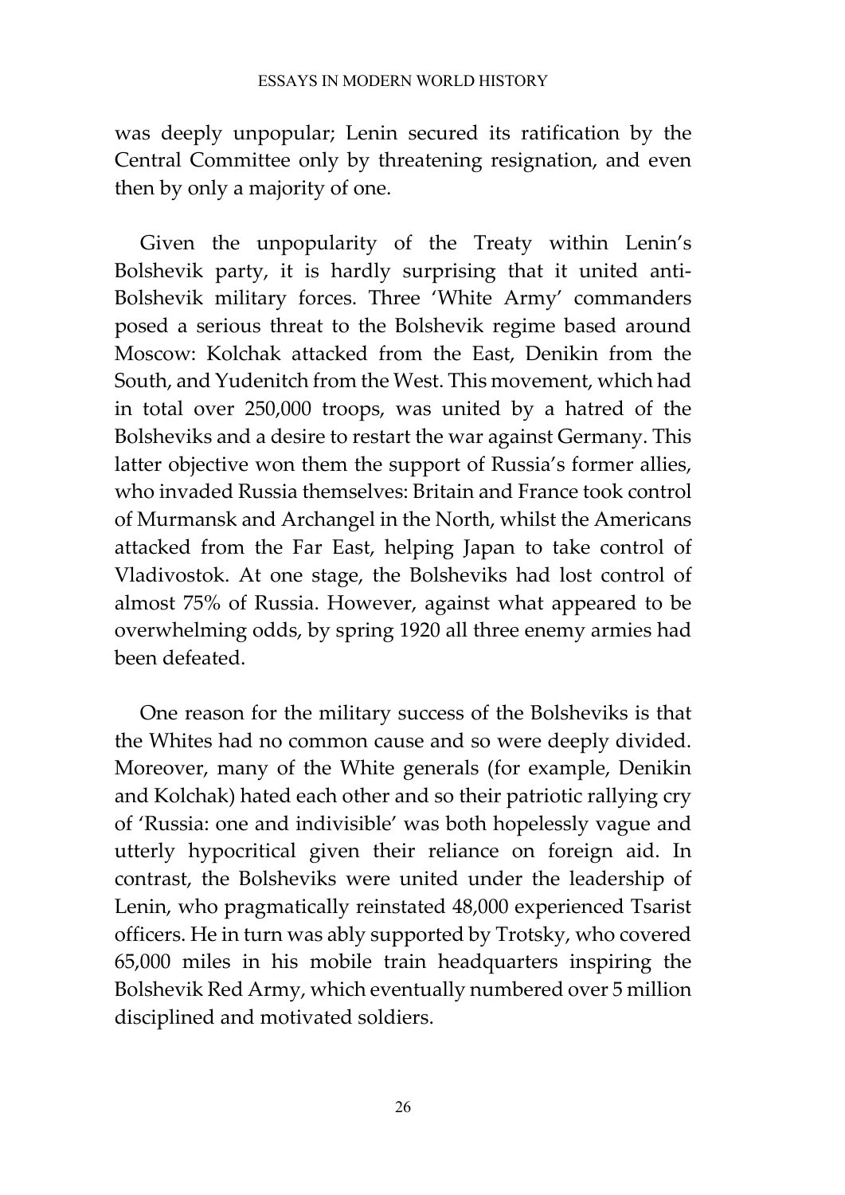was deeply unpopular; Lenin secured its ratification by the Central Committee only by threatening resignation, and even then by only a majority of one.

Given the unpopularity of the Treaty within Lenin's Bolshevik party, it is hardly surprising that it united anti-Bolshevik military forces. Three 'White Army' commanders posed a serious threat to the Bolshevik regime based around Moscow: Kolchak attacked from the East, Denikin from the South, and Yudenitch from the West. This movement, which had in total over 250,000 troops, was united by a hatred of the Bolsheviks and a desire to restart the war against Germany. This latter objective won them the support of Russia's former allies, who invaded Russia themselves: Britain and France took control of Murmansk and Archangel in the North, whilst the Americans attacked from the Far East, helping Japan to take control of Vladivostok. At one stage, the Bolsheviks had lost control of almost 75% of Russia. However, against what appeared to be overwhelming odds, by spring 1920 all three enemy armies had been defeated.

One reason for the military success of the Bolsheviks is that the Whites had no common cause and so were deeply divided. Moreover, many of the White generals (for example, Denikin and Kolchak) hated each other and so their patriotic rallying cry of 'Russia: one and indivisible' was both hopelessly vague and utterly hypocritical given their reliance on foreign aid. In contrast, the Bolsheviks were united under the leadership of Lenin, who pragmatically reinstated 48,000 experienced Tsarist officers. He in turn was ably supported by Trotsky, who covered 65,000 miles in his mobile train headquarters inspiring the Bolshevik Red Army, which eventually numbered over 5 million disciplined and motivated soldiers.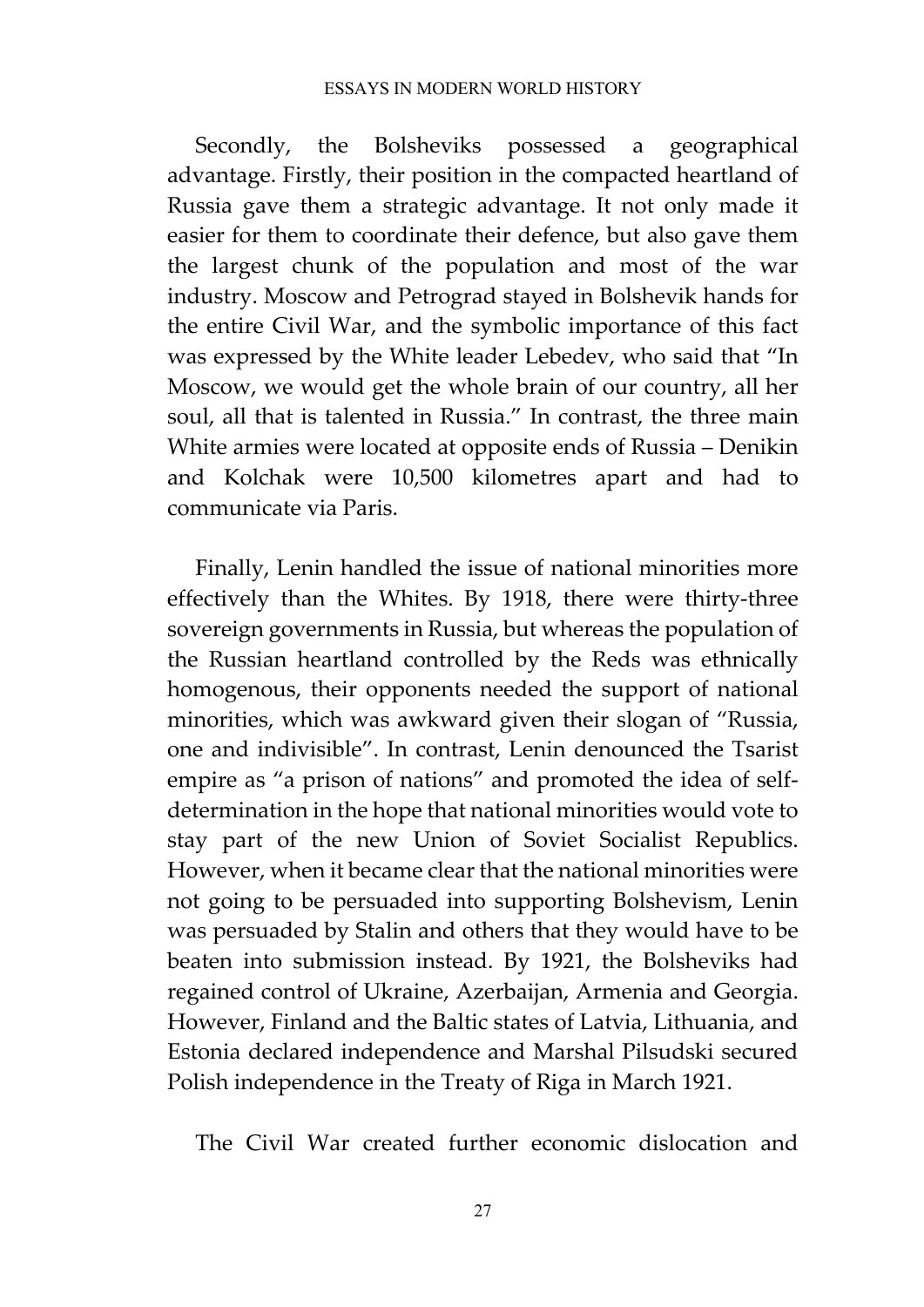Secondly, the Bolsheviks possessed a geographical advantage. Firstly, their position in the compacted heartland of Russia gave them a strategic advantage. It not only made it easier for them to coordinate their defence, but also gave them the largest chunk of the population and most of the war industry. Moscow and Petrograd stayed in Bolshevik hands for the entire Civil War, and the symbolic importance of this fact was expressed by the White leader Lebedev, who said that "In Moscow, we would get the whole brain of our country, all her soul, all that is talented in Russia." In contrast, the three main White armies were located at opposite ends of Russia – Denikin and Kolchak were 10,500 kilometres apart and had to communicate via Paris.

Finally, Lenin handled the issue of national minorities more effectively than the Whites. By 1918, there were thirty-three sovereign governments in Russia, but whereas the population of the Russian heartland controlled by the Reds was ethnically homogenous, their opponents needed the support of national minorities, which was awkward given their slogan of "Russia, one and indivisible". In contrast, Lenin denounced the Tsarist empire as "a prison of nations" and promoted the idea of self-determination in the hope that national minorities would vote to stay part of the new Union of Soviet Socialist Republics. However, when it became clear that the national minorities were not going to be persuaded into supporting Bolshevism, Lenin was persuaded by Stalin and others that they would have to be beaten into submission instead. By 1921, the Bolsheviks had regained control of Ukraine, Azerbaijan, Armenia and Georgia. However, Finland and the Baltic states of Latvia, Lithuania, and Estonia declared independence and Marshal Pilsudski secured Polish independence in the Treaty of Riga in March 1921.

The Civil War created further economic dislocation and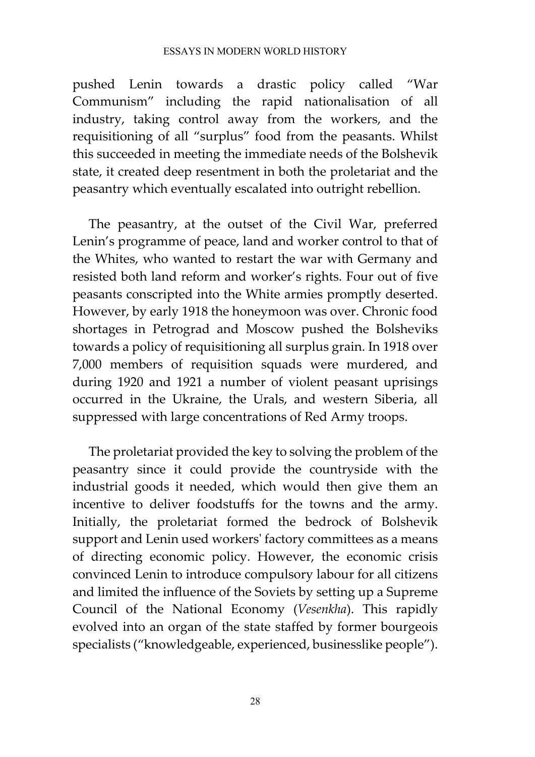pushed Lenin towards a drastic policy called "War Communism" including the rapid nationalisation of all industry, taking control away from the workers, and the requisitioning of all "surplus" food from the peasants. Whilst this succeeded in meeting the immediate needs of the Bolshevik state, it created deep resentment in both the proletariat and the peasantry which eventually escalated into outright rebellion.

The peasantry, at the outset of the Civil War, preferred Lenin's programme of peace, land and worker control to that of the Whites, who wanted to restart the war with Germany and resisted both land reform and worker's rights. Four out of five peasants conscripted into the White armies promptly deserted. However, by early 1918 the honeymoon was over. Chronic food shortages in Petrograd and Moscow pushed the Bolsheviks towards a policy of requisitioning all surplus grain. In 1918 over 7,000 members of requisition squads were murdered, and during 1920 and 1921 a number of violent peasant uprisings occurred in the Ukraine, the Urals, and western Siberia, all suppressed with large concentrations of Red Army troops.

The proletariat provided the key to solving the problem of the peasantry since it could provide the countryside with the industrial goods it needed, which would then give them an incentive to deliver foodstuffs for the towns and the army. Initially, the proletariat formed the bedrock of Bolshevik support and Lenin used workers' factory committees as a means of directing economic policy. However, the economic crisis convinced Lenin to introduce compulsory labour for all citizens and limited the influence of the Soviets by setting up a Supreme Council of the National Economy (*Vesenkha*). This rapidly evolved into an organ of the state staffed by former bourgeois specialists ("knowledgeable, experienced, businesslike people").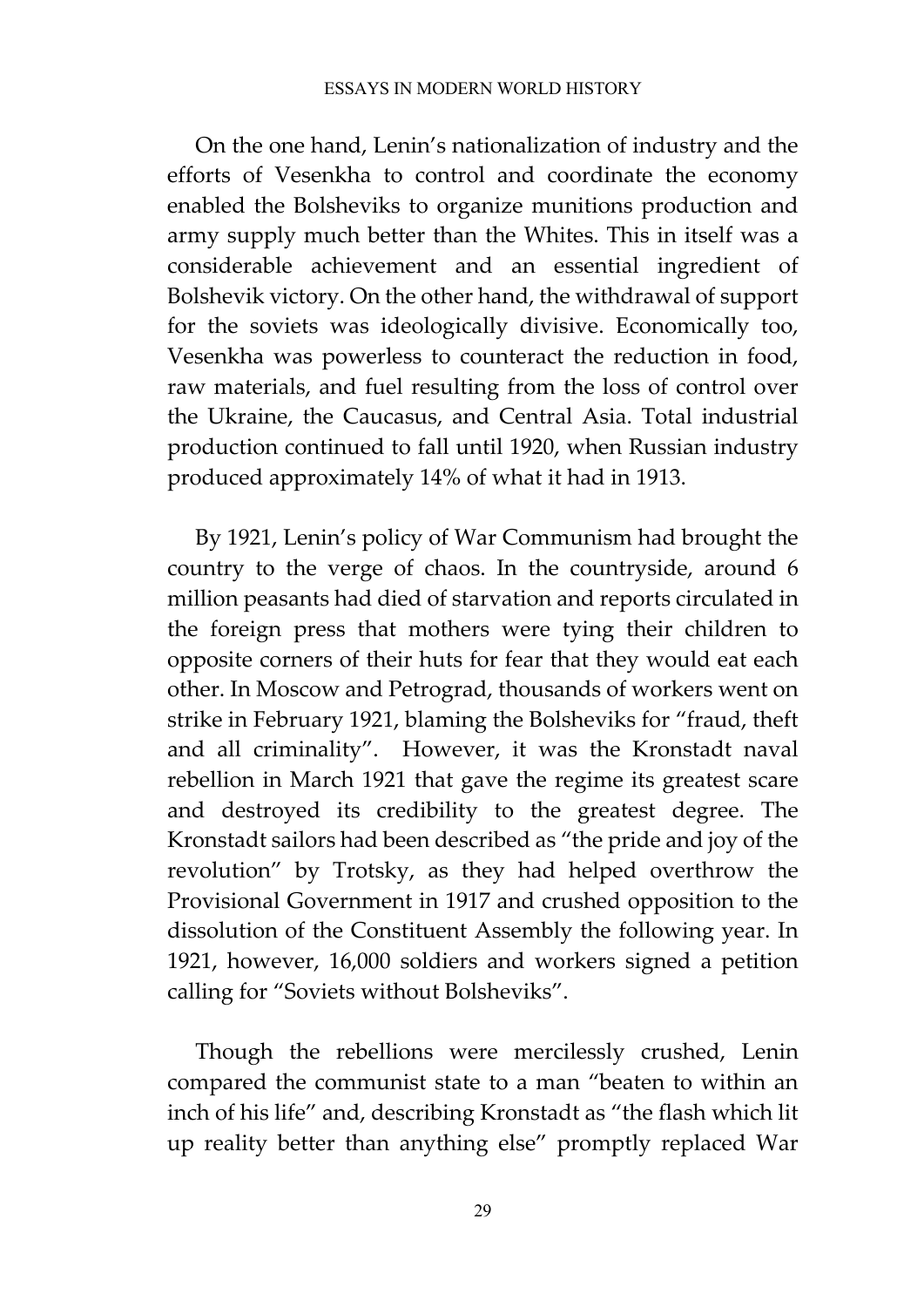On the one hand, Lenin's nationalization of industry and the efforts of Vesenkha to control and coordinate the economy enabled the Bolsheviks to organize munitions production and army supply much better than the Whites. This in itself was a considerable achievement and an essential ingredient of Bolshevik victory. On the other hand, the withdrawal of support for the soviets was ideologically divisive. Economically too, Vesenkha was powerless to counteract the reduction in food, raw materials, and fuel resulting from the loss of control over the Ukraine, the Caucasus, and Central Asia. Total industrial production continued to fall until 1920, when Russian industry produced approximately 14% of what it had in 1913.

By 1921, Lenin's policy of War Communism had brought the country to the verge of chaos. In the countryside, around 6 million peasants had died of starvation and reports circulated in the foreign press that mothers were tying their children to opposite corners of their huts for fear that they would eat each other. In Moscow and Petrograd, thousands of workers went on strike in February 1921, blaming the Bolsheviks for "fraud, theft and all criminality". However, it was the Kronstadt naval rebellion in March 1921 that gave the regime its greatest scare and destroyed its credibility to the greatest degree. The Kronstadt sailors had been described as "the pride and joy of the revolution" by Trotsky, as they had helped overthrow the Provisional Government in 1917 and crushed opposition to the dissolution of the Constituent Assembly the following year. In 1921, however, 16,000 soldiers and workers signed a petition calling for "Soviets without Bolsheviks".

Though the rebellions were mercilessly crushed, Lenin compared the communist state to a man "beaten to within an inch of his life" and, describing Kronstadt as "the flash which lit up reality better than anything else" promptly replaced War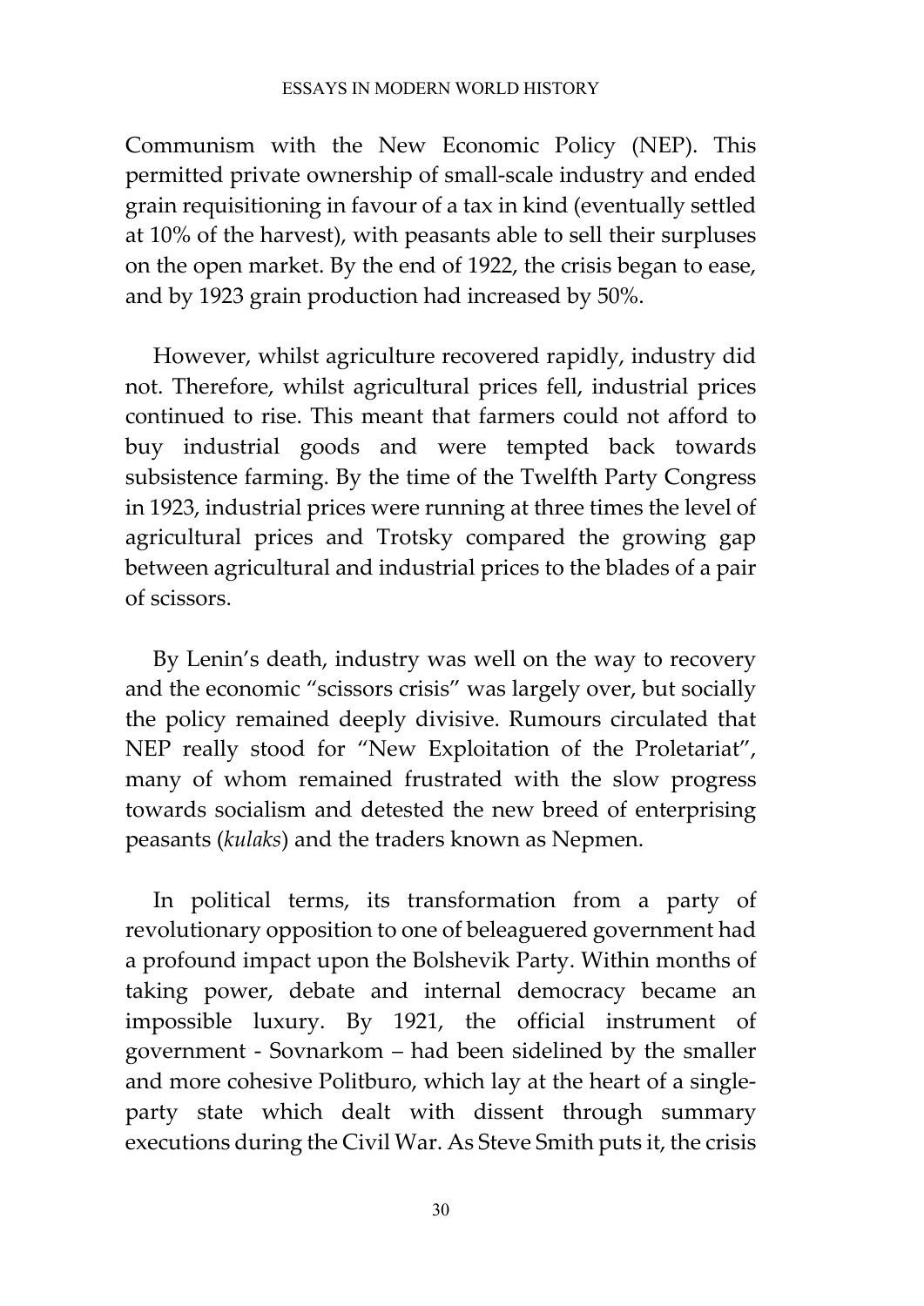Communism with the New Economic Policy (NEP). This permitted private ownership of small-scale industry and ended grain requisitioning in favour of a tax in kind (eventually settled at 10% of the harvest), with peasants able to sell their surpluses on the open market. By the end of 1922, the crisis began to ease, and by 1923 grain production had increased by 50%.

However, whilst agriculture recovered rapidly, industry did not. Therefore, whilst agricultural prices fell, industrial prices continued to rise. This meant that farmers could not afford to buy industrial goods and were tempted back towards subsistence farming. By the time of the Twelfth Party Congress in 1923, industrial prices were running at three times the level of agricultural prices and Trotsky compared the growing gap between agricultural and industrial prices to the blades of a pair of scissors.

By Lenin's death, industry was well on the way to recovery and the economic "scissors crisis" was largely over, but socially the policy remained deeply divisive. Rumours circulated that NEP really stood for "New Exploitation of the Proletariat", many of whom remained frustrated with the slow progress towards socialism and detested the new breed of enterprising peasants (*kulaks*) and the traders known as Nepmen.

In political terms, its transformation from a party of revolutionary opposition to one of beleaguered government had a profound impact upon the Bolshevik Party. Within months of taking power, debate and internal democracy became an impossible luxury. By 1921, the official instrument of government - Sovnarkom – had been sidelined by the smaller and more cohesive Politburo, which lay at the heart of a single-party state which dealt with dissent through summary executions during the Civil War. As Steve Smith puts it, the crisis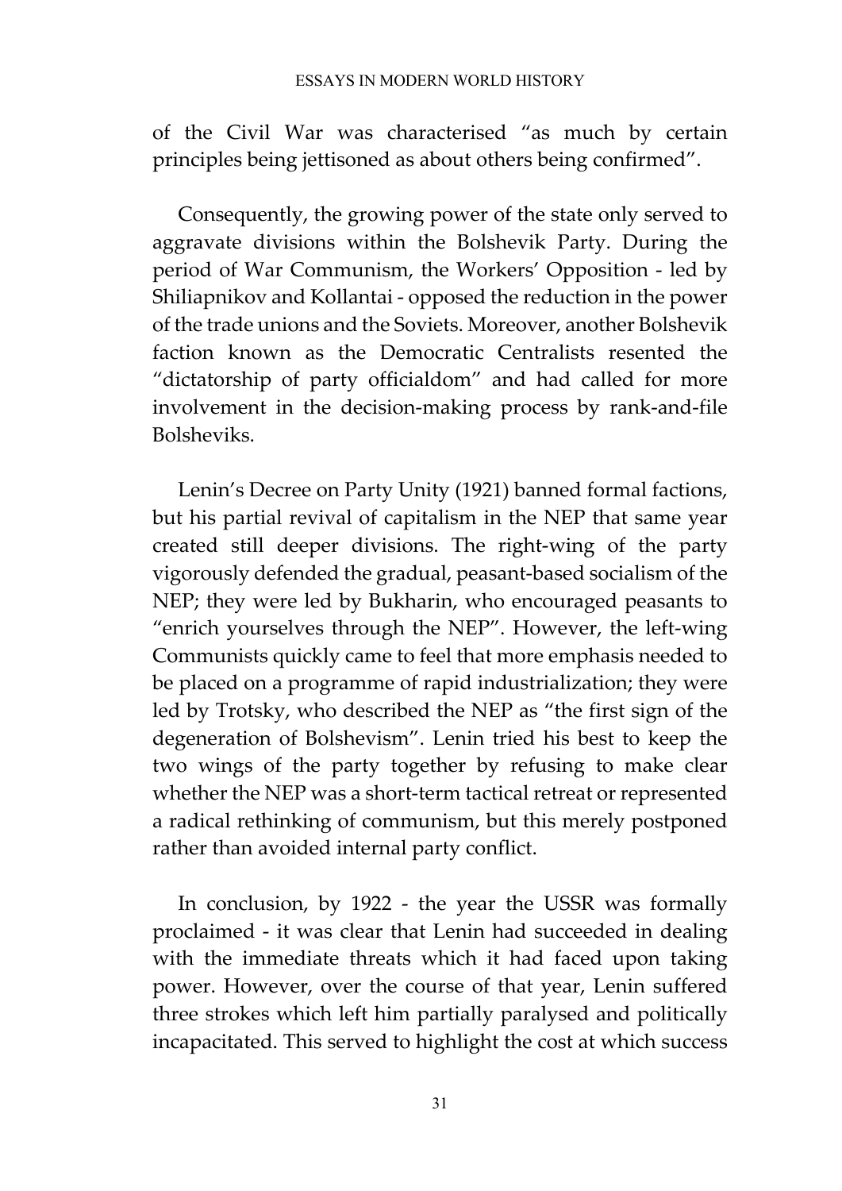of the Civil War was characterised "as much by certain principles being jettisoned as about others being confirmed".

Consequently, the growing power of the state only served to aggravate divisions within the Bolshevik Party. During the period of War Communism, the Workers' Opposition - led by Shiliapnikov and Kollantai - opposed the reduction in the power of the trade unions and the Soviets. Moreover, another Bolshevik faction known as the Democratic Centralists resented the "dictatorship of party officialdom" and had called for more involvement in the decision-making process by rank-and-file Bolsheviks.

Lenin's Decree on Party Unity (1921) banned formal factions, but his partial revival of capitalism in the NEP that same year created still deeper divisions. The right-wing of the party vigorously defended the gradual, peasant-based socialism of the NEP; they were led by Bukharin, who encouraged peasants to "enrich yourselves through the NEP". However, the left-wing Communists quickly came to feel that more emphasis needed to be placed on a programme of rapid industrialization; they were led by Trotsky, who described the NEP as "the first sign of the degeneration of Bolshevism". Lenin tried his best to keep the two wings of the party together by refusing to make clear whether the NEP was a short-term tactical retreat or represented a radical rethinking of communism, but this merely postponed rather than avoided internal party conflict.

In conclusion, by 1922 - the year the USSR was formally proclaimed - it was clear that Lenin had succeeded in dealing with the immediate threats which it had faced upon taking power. However, over the course of that year, Lenin suffered three strokes which left him partially paralysed and politically incapacitated. This served to highlight the cost at which success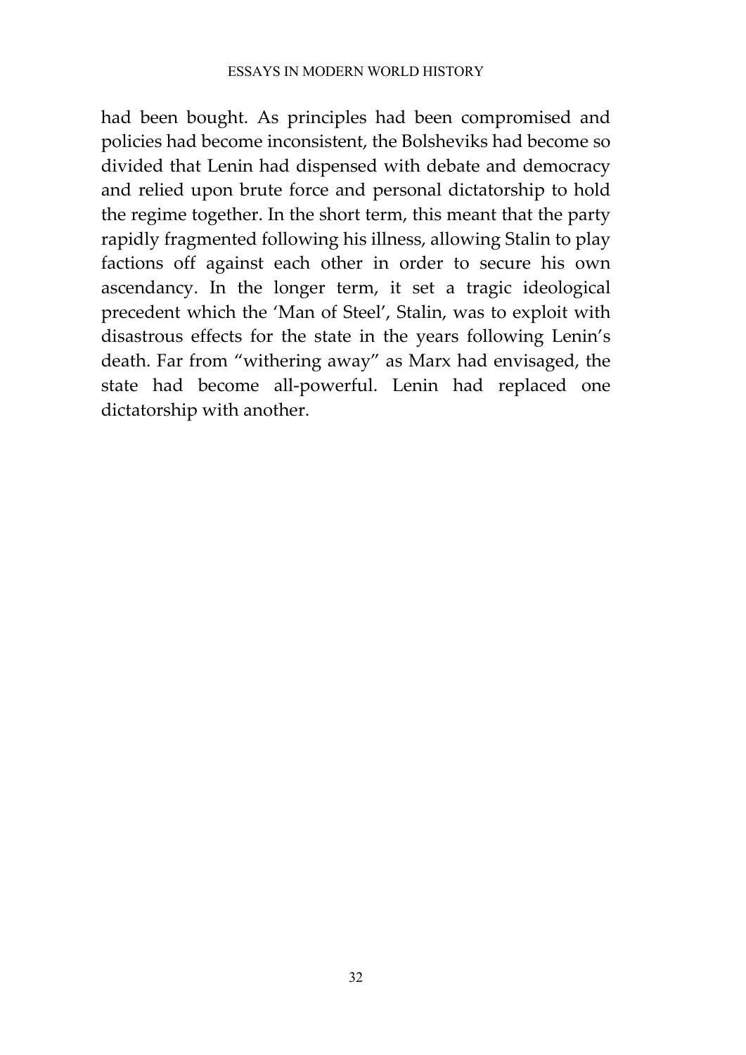had been bought. As principles had been compromised and policies had become inconsistent, the Bolsheviks had become so divided that Lenin had dispensed with debate and democracy and relied upon brute force and personal dictatorship to hold the regime together. In the short term, this meant that the party rapidly fragmented following his illness, allowing Stalin to play factions off against each other in order to secure his own ascendancy. In the longer term, it set a tragic ideological precedent which the 'Man of Steel', Stalin, was to exploit with disastrous effects for the state in the years following Lenin's death. Far from "withering away" as Marx had envisaged, the state had become all-powerful. Lenin had replaced one dictatorship with another.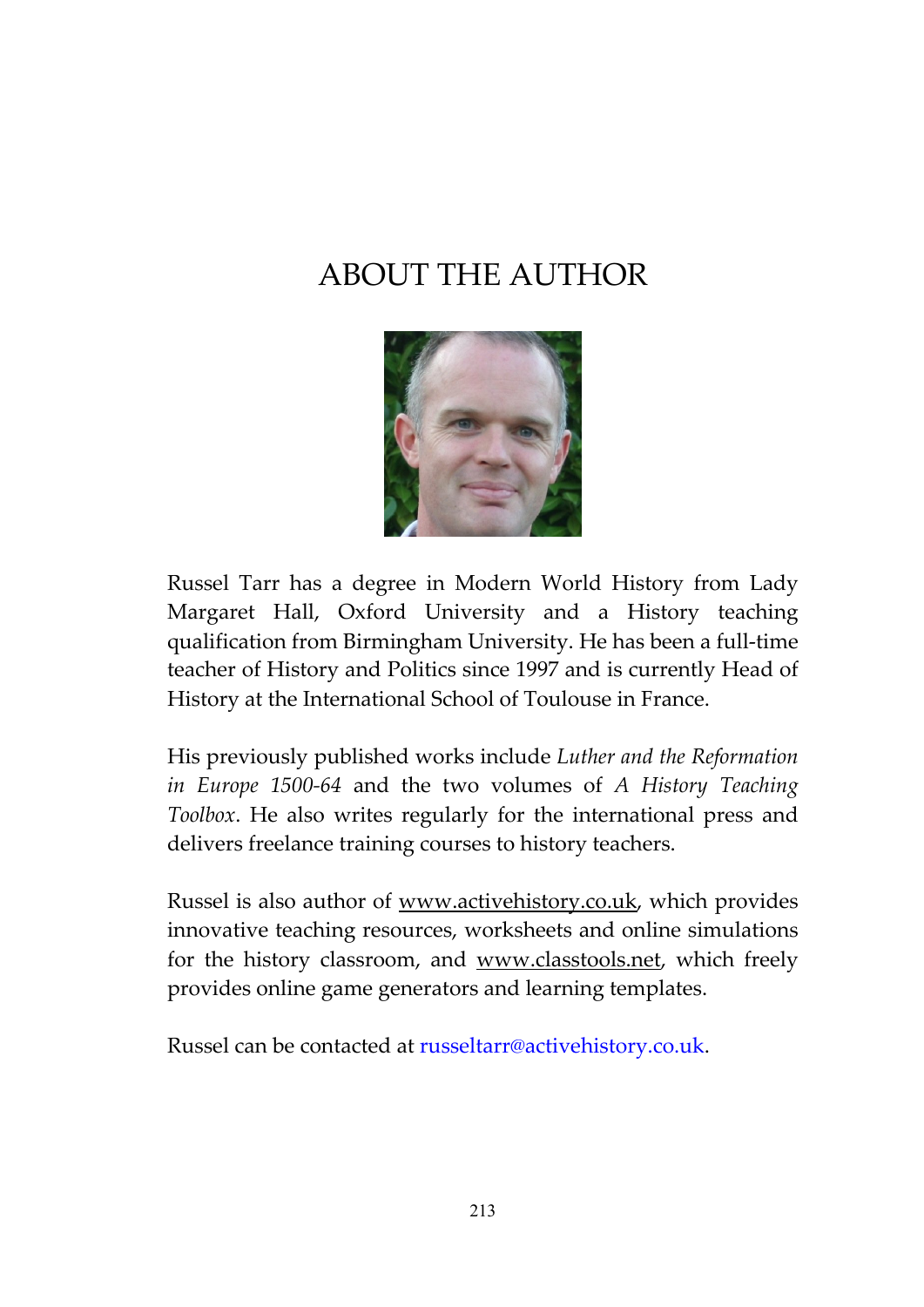# ABOUT THE AUTHOR

Russel Tarr has a degree in Modern World History from Lady Margaret Hall, Oxford University and a History teaching qualification from Birmingham University. He has been a full-time teacher of History and Politics since 1997 and is currently Head of History at the International School of Toulouse in France.

His previously published works include *Luther and the Reformation in Europe 1500-64* and the two volumes of *A History Teaching Toolbox*. He also writes regularly for the international press and delivers freelance training courses to history teachers.

Russel is also author of www.activehistory.co.uk, which provides innovative teaching resources, worksheets and online simulations for the history classroom, and www.classtools.net, which freely provides online game generators and learning templates.

Russel can be contacted at russeltarr@activehistory.co.uk.